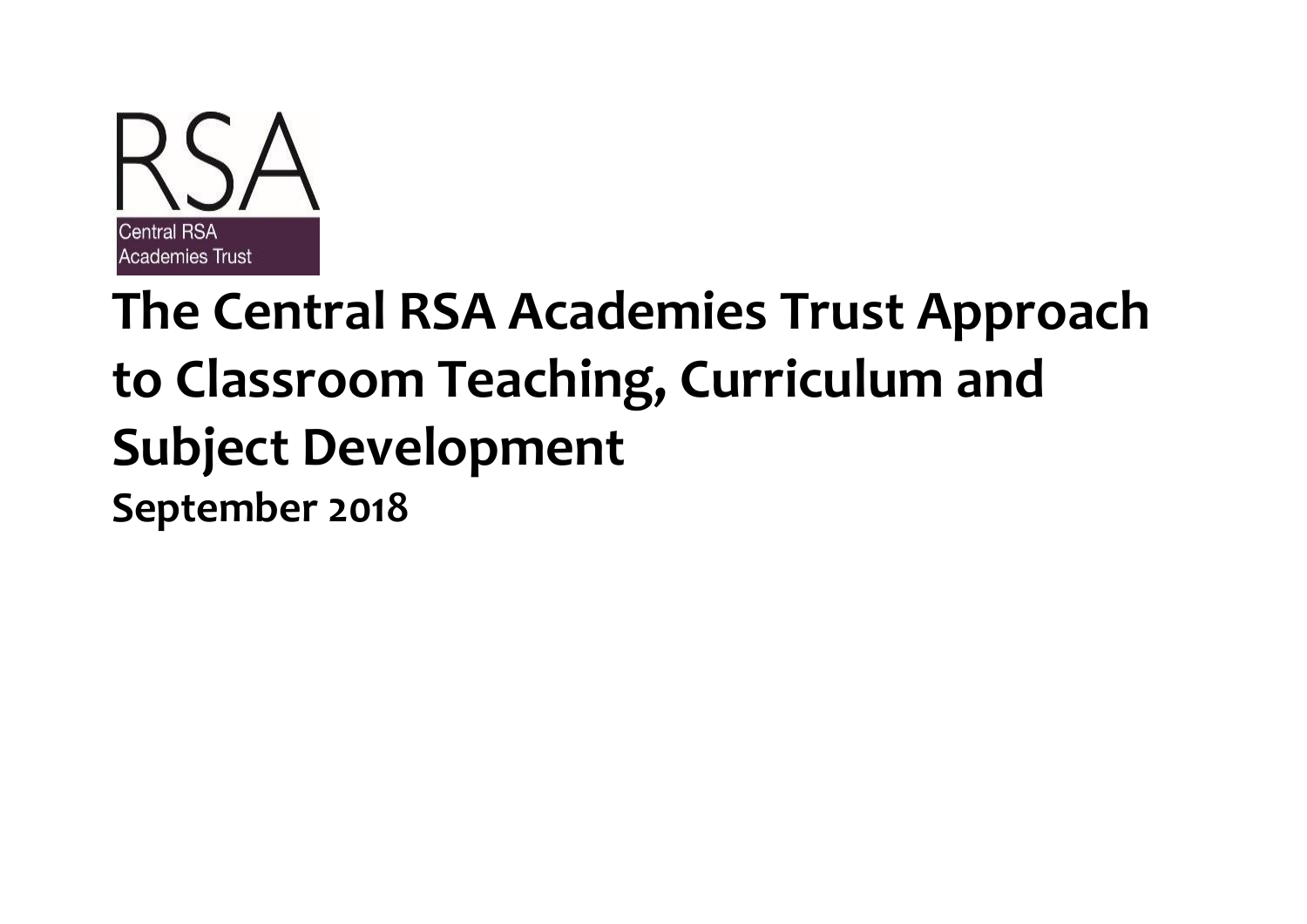# The Central RSA Academies Trust Approach to Classroom Teaching, Curriculum and Subject Development

**September 2018**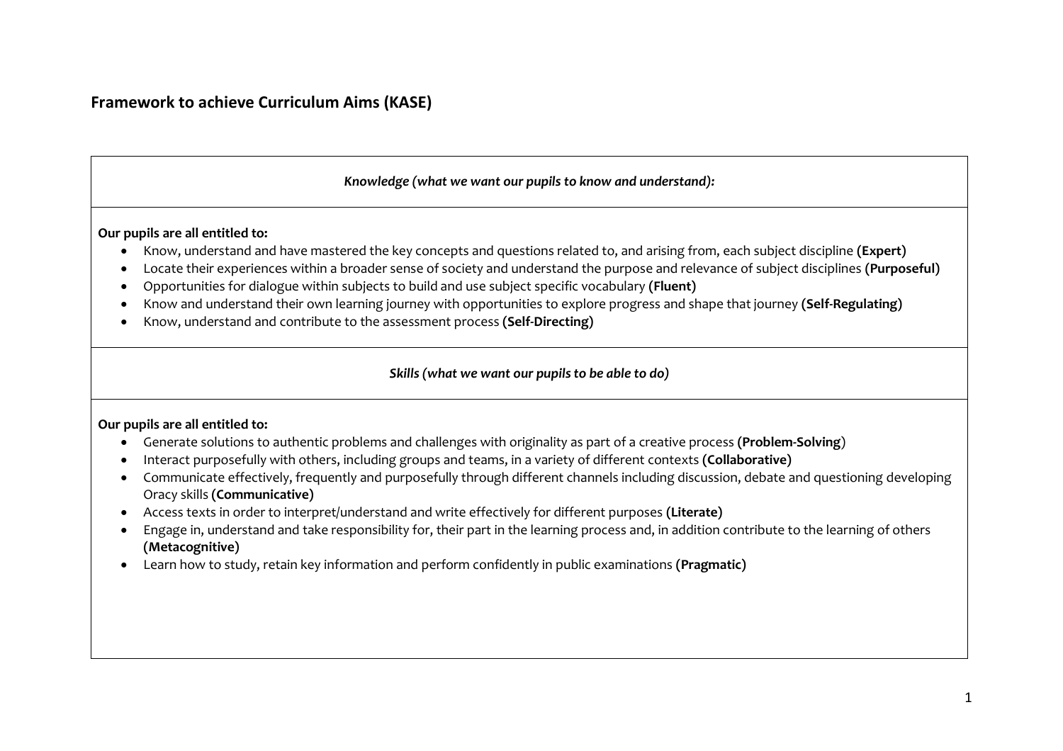## Framework to achieve Curriculum Aims (KASE)

*Knowledge (what we want our pupils to know and understand):*

**Our pupils are all entitled to:**

- Know, understand and have mastered the key concepts and questions related to, and arising from, each subject discipline **(Expert)**
- Locate their experiences within a broader sense of society and understand the purpose and relevance of subject disciplines **(Purposeful)**
- Opportunities for dialogue within subjects to build and use subject specific vocabulary **(Fluent)**
- Know and understand their own learning journey with opportunities to explore progress and shape that journey **(Self-Regulating)**
- Know, understand and contribute to the assessment process **(Self-Directing)**

*Skills (what we want our pupils to be able to do)*

**Our pupils are all entitled to:**

- Generate solutions to authentic problems and challenges with originality as part of a creative process **(Problem-Solving**)
- Interact purposefully with others, including groups and teams, in a variety of different contexts **(Collaborative)**
- Communicate effectively, frequently and purposefully through different channels including discussion, debate and questioning developing Oracy skills **(Communicative)**
- Access texts in order to interpret/understand and write effectively for different purposes **(Literate)**
- Engage in, understand and take responsibility for, their part in the learning process and, in addition contribute to the learning of others **(Metacognitive)**
- Learn how to study, retain key information and perform confidently in public examinations **(Pragmatic)**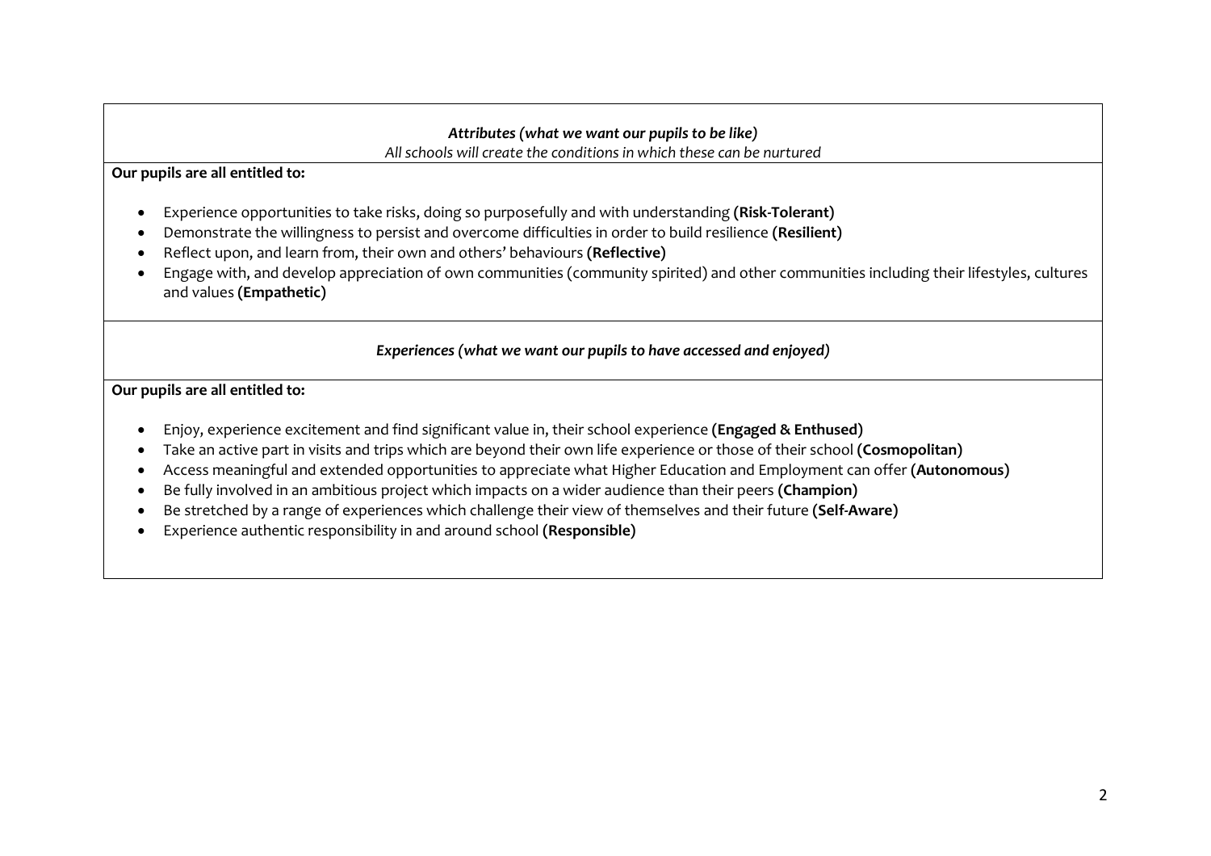***Attributes (what we want our pupils to be like)***

*All schools will create the conditions in which these can be nurtured*

**Our pupils are all entitled to:**

- Experience opportunities to take risks, doing so purposefully and with understanding **(Risk-Tolerant)**
- Demonstrate the willingness to persist and overcome difficulties in order to build resilience **(Resilient)**
- Reflect upon, and learn from, their own and others' behaviours **(Reflective)**
- Engage with, and develop appreciation of own communities (community spirited) and other communities including their lifestyles, cultures and values **(Empathetic)**

***Experiences (what we want our pupils to have accessed and enjoyed)***

**Our pupils are all entitled to:**

- Enjoy, experience excitement and find significant value in, their school experience **(Engaged & Enthused)**
- Take an active part in visits and trips which are beyond their own life experience or those of their school **(Cosmopolitan)**
- Access meaningful and extended opportunities to appreciate what Higher Education and Employment can offer **(Autonomous)**
- Be fully involved in an ambitious project which impacts on a wider audience than their peers **(Champion)**
- Be stretched by a range of experiences which challenge their view of themselves and their future **(Self-Aware)**
- Experience authentic responsibility in and around school **(Responsible)**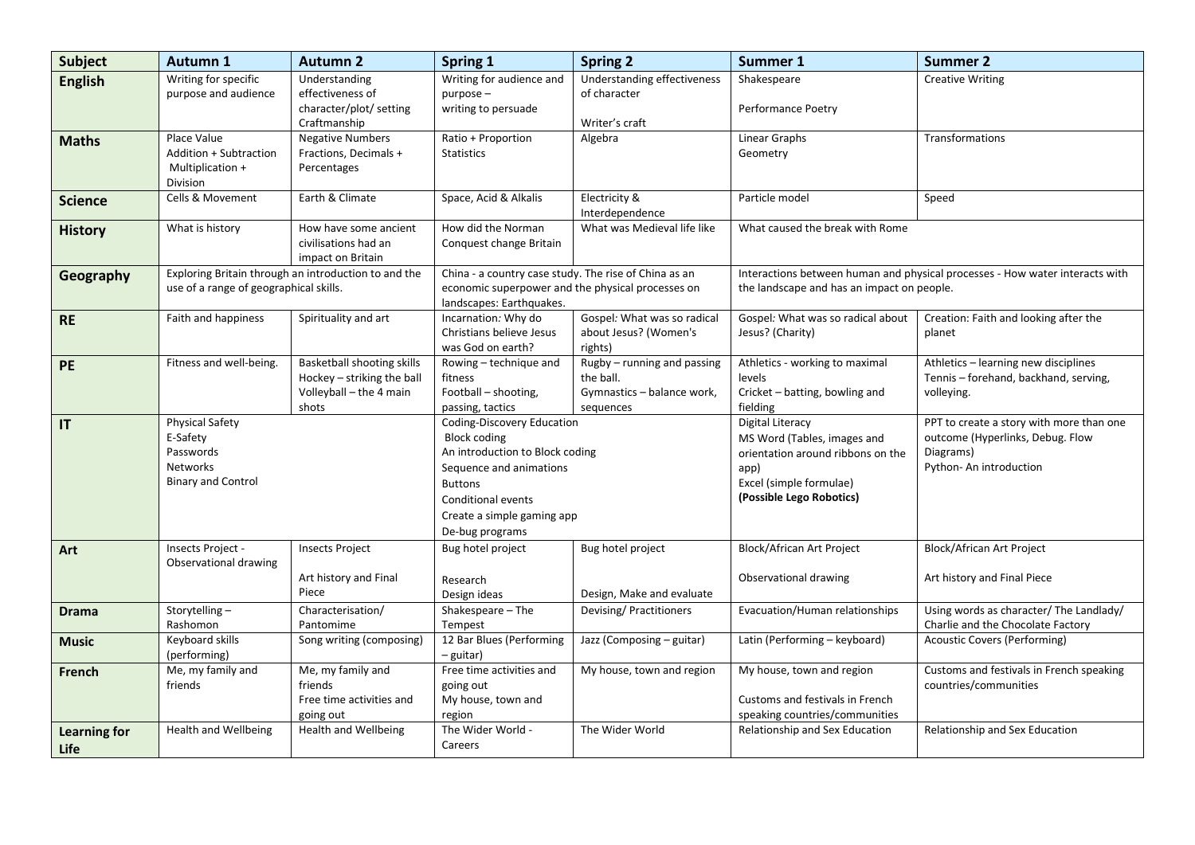| Subject | Autumn 1 | Autumn 2 | Spring 1 | Spring 2 | Summer 1 | Summer 2 |
|---|---|---|---|---|---|---|
| **English** | Writing for specific purpose and audience | Understanding effectiveness of character/plot/ setting Craftmanship | Writing for audience and purpose – writing to persuade | Understanding effectiveness of character<br><br>Writer's craft | Shakespeare<br><br>Performance Poetry | Creative Writing |
| **Maths** | Place Value<br>Addition + Subtraction<br>Multiplication + Division | Negative Numbers<br>Fractions, Decimals + Percentages | Ratio + Proportion<br>Statistics | Algebra | Linear Graphs<br>Geometry | Transformations |
| **Science** | Cells & Movement | Earth & Climate | Space, Acid & Alkalis | Electricity & Interdependence | Particle model | Speed |
| **History** | What is history | How have some ancient civilisations had an impact on Britain | How did the Norman Conquest change Britain | What was Medieval life like | What caused the break with Rome | |
| **Geography** | Exploring Britain through an introduction to and the use of a range of geographical skills. | | China - a country case study. The rise of China as an economic superpower and the physical processes on landscapes: Earthquakes. | | Interactions between human and physical processes - How water interacts with the landscape and has an impact on people. | |
| **RE** | Faith and happiness | Spirituality and art | Incarnation: Why do Christians believe Jesus was God on earth? | Gospel: What was so radical about Jesus? (Women's rights) | Gospel: What was so radical about Jesus? (Charity) | Creation: Faith and looking after the planet |
| **PE** | Fitness and well-being. | Basketball shooting skills<br>Hockey – striking the ball<br>Volleyball – the 4 main shots | Rowing – technique and fitness<br>Football – shooting, passing, tactics | Rugby – running and passing the ball.<br>Gymnastics – balance work, sequences | Athletics - working to maximal levels<br>Cricket – batting, bowling and fielding | Athletics – learning new disciplines<br>Tennis – forehand, backhand, serving, volleying. |
| **IT** | Physical Safety<br>E-Safety<br>Passwords<br>Networks<br>Binary and Control | | Coding-Discovery Education<br>Block coding<br>An introduction to Block coding<br>Sequence and animations<br>Buttons<br>Conditional events<br>Create a simple gaming app<br>De-bug programs | | Digital Literacy<br>MS Word (Tables, images and orientation around ribbons on the app)<br>Excel (simple formulae)<br>**(Possible Lego Robotics)** | PPT to create a story with more than one outcome (Hyperlinks, Debug. Flow Diagrams)<br>Python- An introduction |
| **Art** | Insects Project - Observational drawing | Insects Project<br><br>Art history and Final Piece | Bug hotel project<br><br>Research<br>Design ideas | Bug hotel project<br><br><br>Design, Make and evaluate | Block/African Art Project<br><br>Observational drawing | Block/African Art Project<br><br>Art history and Final Piece |
| **Drama** | Storytelling – Rashomon | Characterisation/ Pantomime | Shakespeare – The Tempest | Devising/ Practitioners | Evacuation/Human relationships | Using words as character/ The Landlady/ Charlie and the Chocolate Factory |
| **Music** | Keyboard skills (performing) | Song writing (composing) | 12 Bar Blues (Performing – guitar) | Jazz (Composing – guitar) | Latin (Performing – keyboard) | Acoustic Covers (Performing) |
| **French** | Me, my family and friends | Me, my family and friends<br>Free time activities and going out | Free time activities and going out<br>My house, town and region | My house, town and region | My house, town and region<br><br>Customs and festivals in French speaking countries/communities | Customs and festivals in French speaking countries/communities |
| **Learning for Life** | Health and Wellbeing | Health and Wellbeing | The Wider World - Careers | The Wider World | Relationship and Sex Education | Relationship and Sex Education |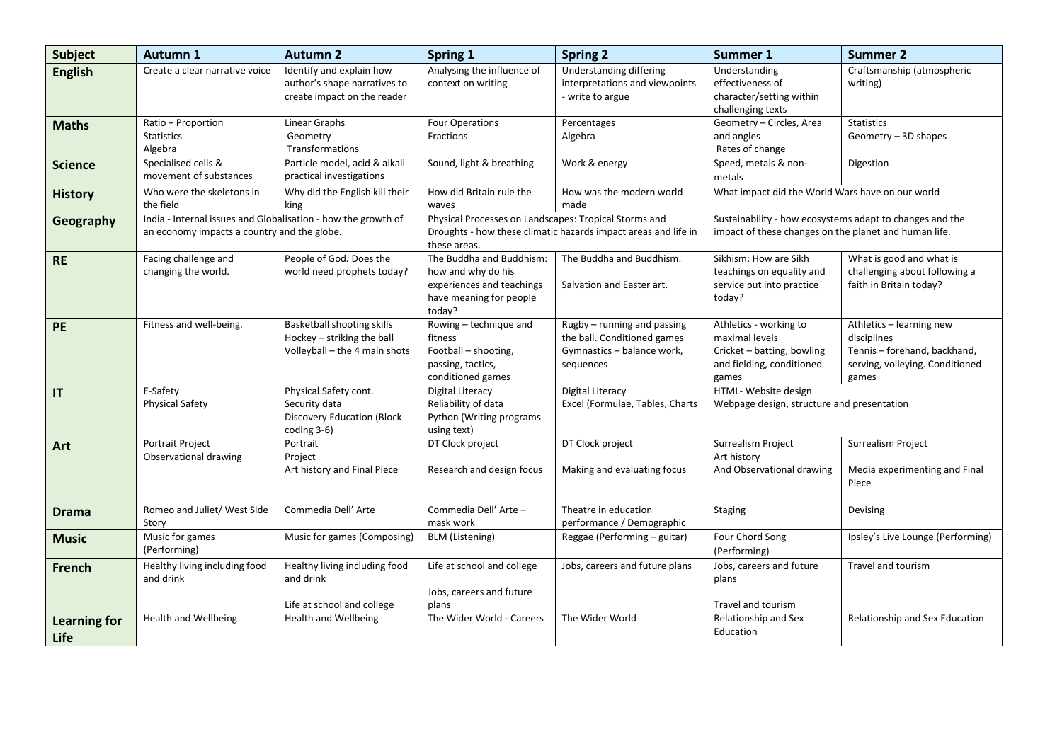| Subject | Autumn 1 | Autumn 2 | Spring 1 | Spring 2 | Summer 1 | Summer 2 |
|---|---|---|---|---|---|---|
| **English** | Create a clear narrative voice | Identify and explain how author's shape narratives to create impact on the reader | Analysing the influence of context on writing | Understanding differing interpretations and viewpoints - write to argue | Understanding effectiveness of character/setting within challenging texts | Craftsmanship (atmospheric writing) |
| **Maths** | Ratio + Proportion<br>Statistics<br>Algebra | Linear Graphs<br>Geometry<br>Transformations | Four Operations<br>Fractions | Percentages<br>Algebra | Geometry – Circles, Area and angles<br>Rates of change | Statistics<br>Geometry – 3D shapes |
| **Science** | Specialised cells & movement of substances | Particle model, acid & alkali practical investigations | Sound, light & breathing | Work & energy | Speed, metals & non-metals | Digestion |
| **History** | Who were the skeletons in the field | Why did the English kill their king | How did Britain rule the waves | How was the modern world made | What impact did the World Wars have on our world | |
| **Geography** | India - Internal issues and Globalisation - how the growth of an economy impacts a country and the globe. | | Physical Processes on Landscapes: Tropical Storms and Droughts - how these climatic hazards impact areas and life in these areas. | | Sustainability - how ecosystems adapt to changes and the impact of these changes on the planet and human life. | |
| **RE** | Facing challenge and changing the world. | People of God: Does the world need prophets today? | The Buddha and Buddhism: how and why do his experiences and teachings have meaning for people today? | The Buddha and Buddhism.<br><br>Salvation and Easter art. | Sikhism: How are Sikh teachings on equality and service put into practice today? | What is good and what is challenging about following a faith in Britain today? |
| **PE** | Fitness and well-being. | Basketball shooting skills<br>Hockey – striking the ball<br>Volleyball – the 4 main shots | Rowing – technique and fitness<br>Football – shooting, passing, tactics, conditioned games | Rugby – running and passing the ball. Conditioned games<br>Gymnastics – balance work, sequences | Athletics - working to maximal levels<br>Cricket – batting, bowling and fielding, conditioned games | Athletics – learning new disciplines<br>Tennis – forehand, backhand, serving, volleying. Conditioned games |
| **IT** | E-Safety<br>Physical Safety | Physical Safety cont.<br>Security data<br>Discovery Education (Block coding 3-6) | Digital Literacy<br>Reliability of data<br>Python (Writing programs using text) | Digital Literacy<br>Excel (Formulae, Tables, Charts | HTML- Website design<br>Webpage design, structure and presentation | |
| **Art** | Portrait Project<br>Observational drawing | Portrait<br>Project<br>Art history and Final Piece | DT Clock project<br><br>Research and design focus | DT Clock project<br><br>Making and evaluating focus | Surrealism Project<br>Art history<br>And Observational drawing | Surrealism Project<br><br>Media experimenting and Final Piece |
| **Drama** | Romeo and Juliet/ West Side Story | Commedia Dell' Arte | Commedia Dell' Arte – mask work | Theatre in education performance / Demographic | Staging | Devising |
| **Music** | Music for games (Performing) | Music for games (Composing) | BLM (Listening) | Reggae (Performing – guitar) | Four Chord Song (Performing) | Ipsley's Live Lounge (Performing) |
| **French** | Healthy living including food and drink | Healthy living including food and drink<br><br>Life at school and college | Life at school and college<br><br>Jobs, careers and future plans | Jobs, careers and future plans | Jobs, careers and future plans<br><br>Travel and tourism | Travel and tourism |
| **Learning for Life** | Health and Wellbeing | Health and Wellbeing | The Wider World - Careers | The Wider World | Relationship and Sex Education | Relationship and Sex Education |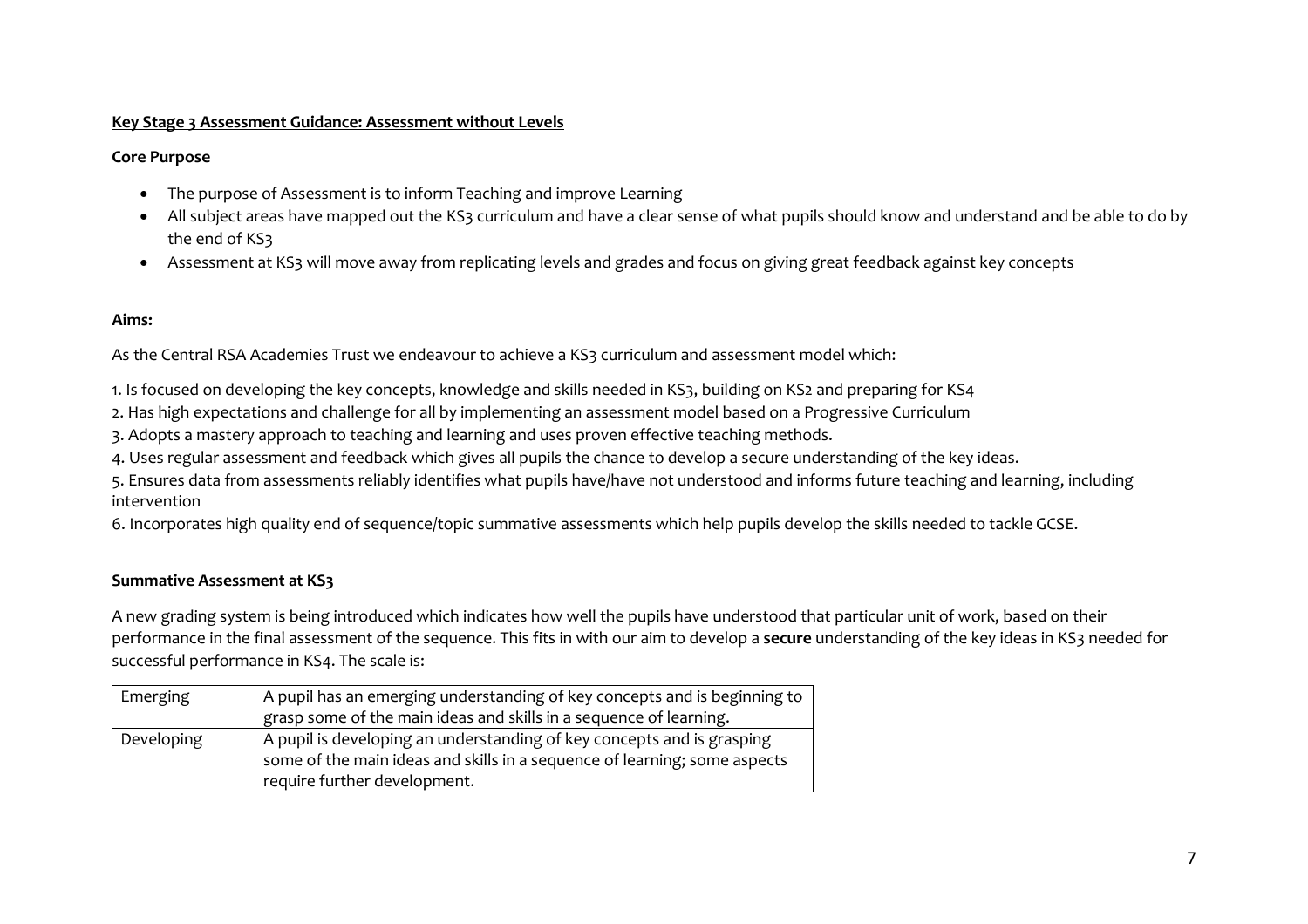**Key Stage 3 Assessment Guidance: Assessment without Levels**

**Core Purpose**

- The purpose of Assessment is to inform Teaching and improve Learning
- All subject areas have mapped out the KS3 curriculum and have a clear sense of what pupils should know and understand and be able to do by the end of KS3
- Assessment at KS3 will move away from replicating levels and grades and focus on giving great feedback against key concepts

**Aims:**

As the Central RSA Academies Trust we endeavour to achieve a KS3 curriculum and assessment model which:

1. Is focused on developing the key concepts, knowledge and skills needed in KS3, building on KS2 and preparing for KS4
2. Has high expectations and challenge for all by implementing an assessment model based on a Progressive Curriculum
3. Adopts a mastery approach to teaching and learning and uses proven effective teaching methods.
4. Uses regular assessment and feedback which gives all pupils the chance to develop a secure understanding of the key ideas.
5. Ensures data from assessments reliably identifies what pupils have/have not understood and informs future teaching and learning, including intervention
6. Incorporates high quality end of sequence/topic summative assessments which help pupils develop the skills needed to tackle GCSE.

**Summative Assessment at KS3**

A new grading system is being introduced which indicates how well the pupils have understood that particular unit of work, based on their performance in the final assessment of the sequence. This fits in with our aim to develop a **secure** understanding of the key ideas in KS3 needed for successful performance in KS4. The scale is:

| | |
|---|---|
| Emerging | A pupil has an emerging understanding of key concepts and is beginning to grasp some of the main ideas and skills in a sequence of learning. |
| Developing | A pupil is developing an understanding of key concepts and is grasping some of the main ideas and skills in a sequence of learning; some aspects require further development. |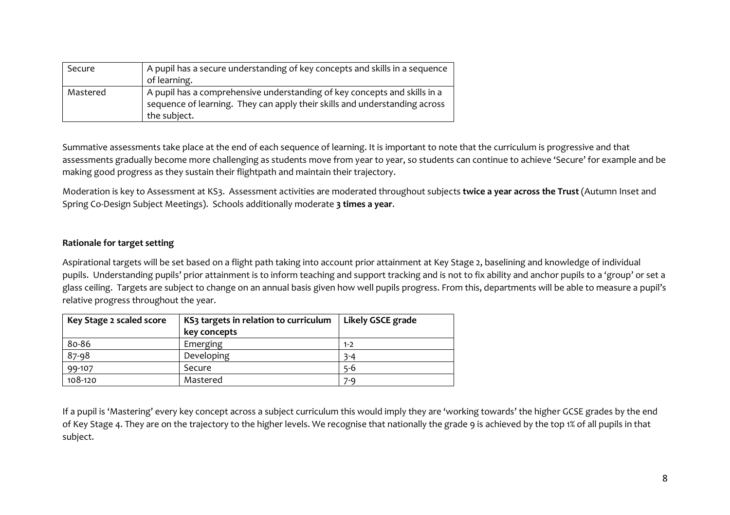| | |
|---|---|
| Secure | A pupil has a secure understanding of key concepts and skills in a sequence of learning. |
| Mastered | A pupil has a comprehensive understanding of key concepts and skills in a sequence of learning. They can apply their skills and understanding across the subject. |

Summative assessments take place at the end of each sequence of learning. It is important to note that the curriculum is progressive and that assessments gradually become more challenging as students move from year to year, so students can continue to achieve 'Secure' for example and be making good progress as they sustain their flightpath and maintain their trajectory.

Moderation is key to Assessment at KS3. Assessment activities are moderated throughout subjects **twice a year across the Trust** (Autumn Inset and Spring Co-Design Subject Meetings). Schools additionally moderate **3 times a year**.

**Rationale for target setting**

Aspirational targets will be set based on a flight path taking into account prior attainment at Key Stage 2, baselining and knowledge of individual pupils. Understanding pupils' prior attainment is to inform teaching and support tracking and is not to fix ability and anchor pupils to a 'group' or set a glass ceiling. Targets are subject to change on an annual basis given how well pupils progress. From this, departments will be able to measure a pupil's relative progress throughout the year.

| Key Stage 2 scaled score | KS3 targets in relation to curriculum key concepts | Likely GCSE grade |
|---|---|---|
| 80-86 | Emerging | 1-2 |
| 87-98 | Developing | 3-4 |
| 99-107 | Secure | 5-6 |
| 108-120 | Mastered | 7-9 |

If a pupil is 'Mastering' every key concept across a subject curriculum this would imply they are 'working towards' the higher GCSE grades by the end of Key Stage 4. They are on the trajectory to the higher levels. We recognise that nationally the grade 9 is achieved by the top 1% of all pupils in that subject.